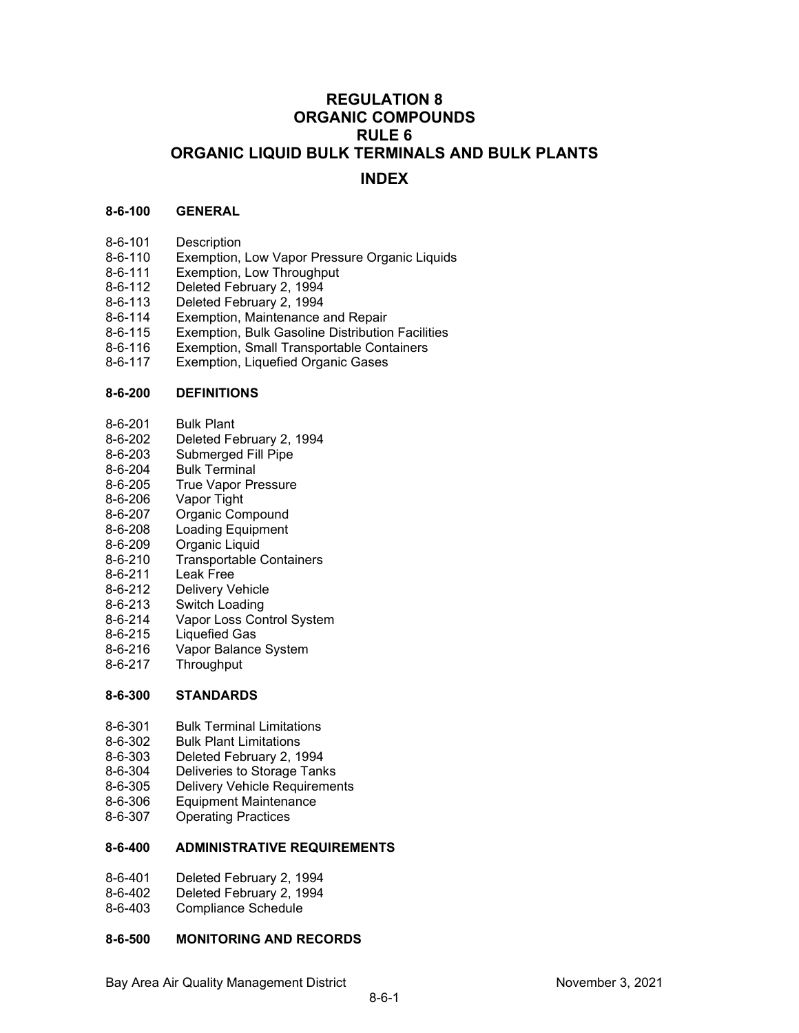# REGULATION 8
# ORGANIC COMPOUNDS
# RULE 6
# ORGANIC LIQUID BULK TERMINALS AND BULK PLANTS

## INDEX

**8-6-100 GENERAL**

8-6-101 Description
8-6-110 Exemption, Low Vapor Pressure Organic Liquids
8-6-111 Exemption, Low Throughput
8-6-112 Deleted February 2, 1994
8-6-113 Deleted February 2, 1994
8-6-114 Exemption, Maintenance and Repair
8-6-115 Exemption, Bulk Gasoline Distribution Facilities
8-6-116 Exemption, Small Transportable Containers
8-6-117 Exemption, Liquefied Organic Gases

**8-6-200 DEFINITIONS**

8-6-201 Bulk Plant
8-6-202 Deleted February 2, 1994
8-6-203 Submerged Fill Pipe
8-6-204 Bulk Terminal
8-6-205 True Vapor Pressure
8-6-206 Vapor Tight
8-6-207 Organic Compound
8-6-208 Loading Equipment
8-6-209 Organic Liquid
8-6-210 Transportable Containers
8-6-211 Leak Free
8-6-212 Delivery Vehicle
8-6-213 Switch Loading
8-6-214 Vapor Loss Control System
8-6-215 Liquefied Gas
8-6-216 Vapor Balance System
8-6-217 Throughput

**8-6-300 STANDARDS**

8-6-301 Bulk Terminal Limitations
8-6-302 Bulk Plant Limitations
8-6-303 Deleted February 2, 1994
8-6-304 Deliveries to Storage Tanks
8-6-305 Delivery Vehicle Requirements
8-6-306 Equipment Maintenance
8-6-307 Operating Practices

**8-6-400 ADMINISTRATIVE REQUIREMENTS**

8-6-401 Deleted February 2, 1994
8-6-402 Deleted February 2, 1994
8-6-403 Compliance Schedule

**8-6-500 MONITORING AND RECORDS**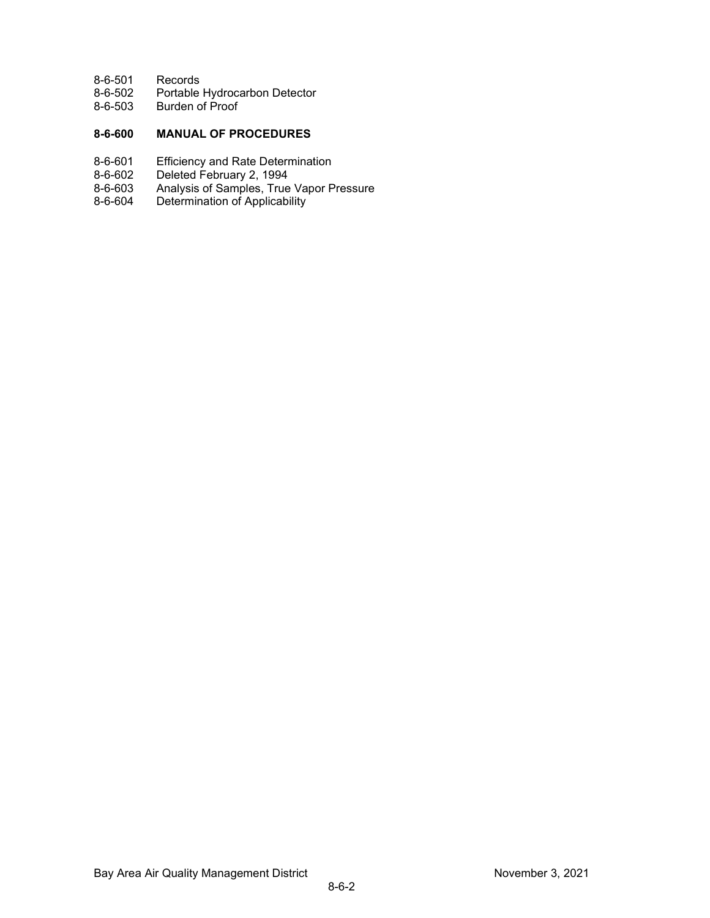8-6-501 Records
8-6-502 Portable Hydrocarbon Detector
8-6-503 Burden of Proof

**8-6-600 MANUAL OF PROCEDURES**

8-6-601 Efficiency and Rate Determination
8-6-602 Deleted February 2, 1994
8-6-603 Analysis of Samples, True Vapor Pressure
8-6-604 Determination of Applicability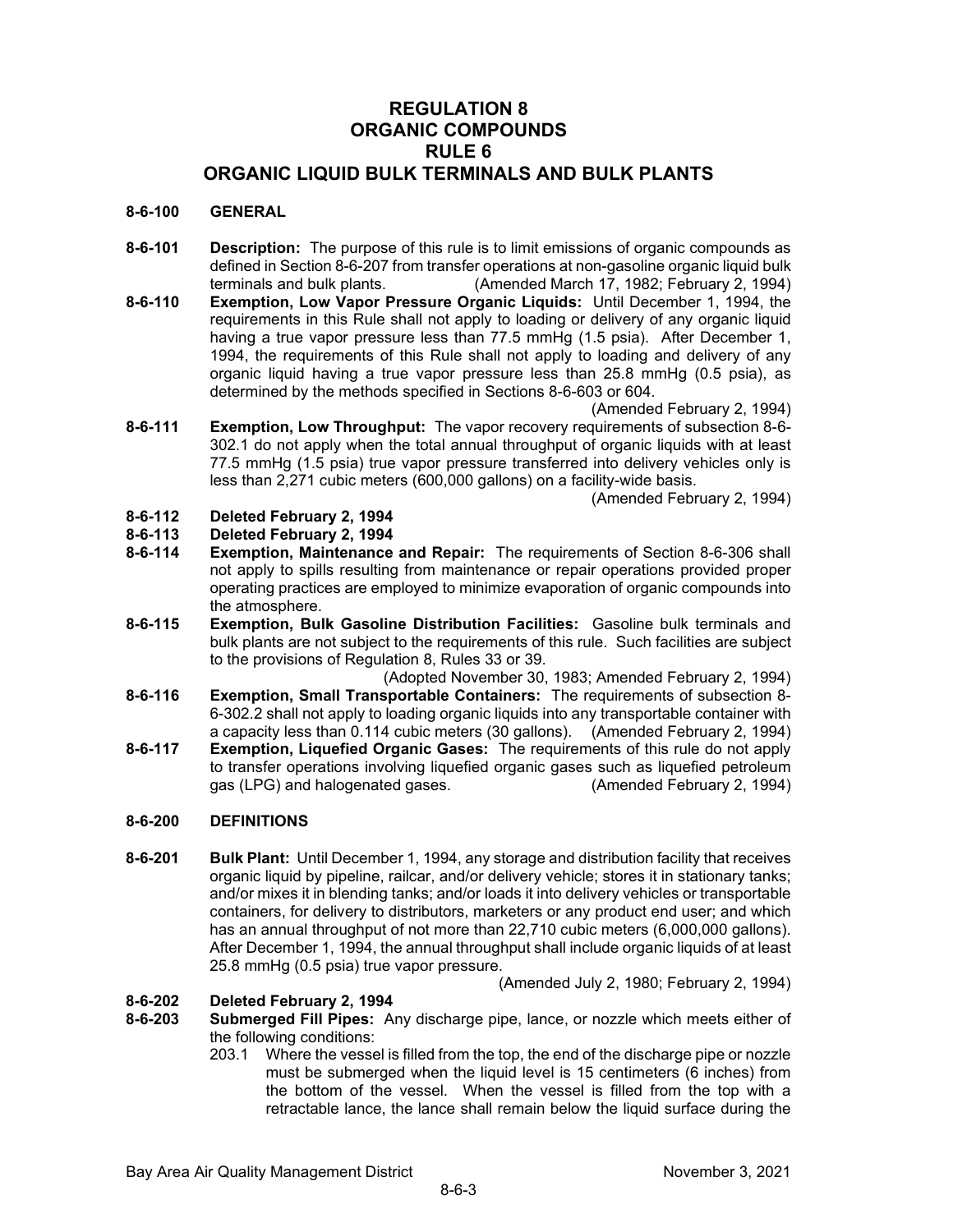# REGULATION 8
# ORGANIC COMPOUNDS
# RULE 6
# ORGANIC LIQUID BULK TERMINALS AND BULK PLANTS

## 8-6-100 GENERAL

**8-6-101 Description:** The purpose of this rule is to limit emissions of organic compounds as defined in Section 8-6-207 from transfer operations at non-gasoline organic liquid bulk terminals and bulk plants. (Amended March 17, 1982; February 2, 1994)

**8-6-110 Exemption, Low Vapor Pressure Organic Liquids:** Until December 1, 1994, the requirements in this Rule shall not apply to loading or delivery of any organic liquid having a true vapor pressure less than 77.5 mmHg (1.5 psia). After December 1, 1994, the requirements of this Rule shall not apply to loading and delivery of any organic liquid having a true vapor pressure less than 25.8 mmHg (0.5 psia), as determined by the methods specified in Sections 8-6-603 or 604.

(Amended February 2, 1994)

**8-6-111 Exemption, Low Throughput:** The vapor recovery requirements of subsection 8-6-302.1 do not apply when the total annual throughput of organic liquids with at least 77.5 mmHg (1.5 psia) true vapor pressure transferred into delivery vehicles only is less than 2,271 cubic meters (600,000 gallons) on a facility-wide basis.

(Amended February 2, 1994)

**8-6-112 Deleted February 2, 1994**

**8-6-113 Deleted February 2, 1994**

**8-6-114 Exemption, Maintenance and Repair:** The requirements of Section 8-6-306 shall not apply to spills resulting from maintenance or repair operations provided proper operating practices are employed to minimize evaporation of organic compounds into the atmosphere.

**8-6-115 Exemption, Bulk Gasoline Distribution Facilities:** Gasoline bulk terminals and bulk plants are not subject to the requirements of this rule. Such facilities are subject to the provisions of Regulation 8, Rules 33 or 39.

(Adopted November 30, 1983; Amended February 2, 1994)

**8-6-116 Exemption, Small Transportable Containers:** The requirements of subsection 8-6-302.2 shall not apply to loading organic liquids into any transportable container with a capacity less than 0.114 cubic meters (30 gallons). (Amended February 2, 1994)

**8-6-117 Exemption, Liquefied Organic Gases:** The requirements of this rule do not apply to transfer operations involving liquefied organic gases such as liquefied petroleum gas (LPG) and halogenated gases. (Amended February 2, 1994)

## 8-6-200 DEFINITIONS

**8-6-201 Bulk Plant:** Until December 1, 1994, any storage and distribution facility that receives organic liquid by pipeline, railcar, and/or delivery vehicle; stores it in stationary tanks; and/or mixes it in blending tanks; and/or loads it into delivery vehicles or transportable containers, for delivery to distributors, marketers or any product end user; and which has an annual throughput of not more than 22,710 cubic meters (6,000,000 gallons). After December 1, 1994, the annual throughput shall include organic liquids of at least 25.8 mmHg (0.5 psia) true vapor pressure.

(Amended July 2, 1980; February 2, 1994)

**8-6-202 Deleted February 2, 1994**

**8-6-203 Submerged Fill Pipes:** Any discharge pipe, lance, or nozzle which meets either of the following conditions:

203.1 Where the vessel is filled from the top, the end of the discharge pipe or nozzle must be submerged when the liquid level is 15 centimeters (6 inches) from the bottom of the vessel. When the vessel is filled from the top with a retractable lance, the lance shall remain below the liquid surface during the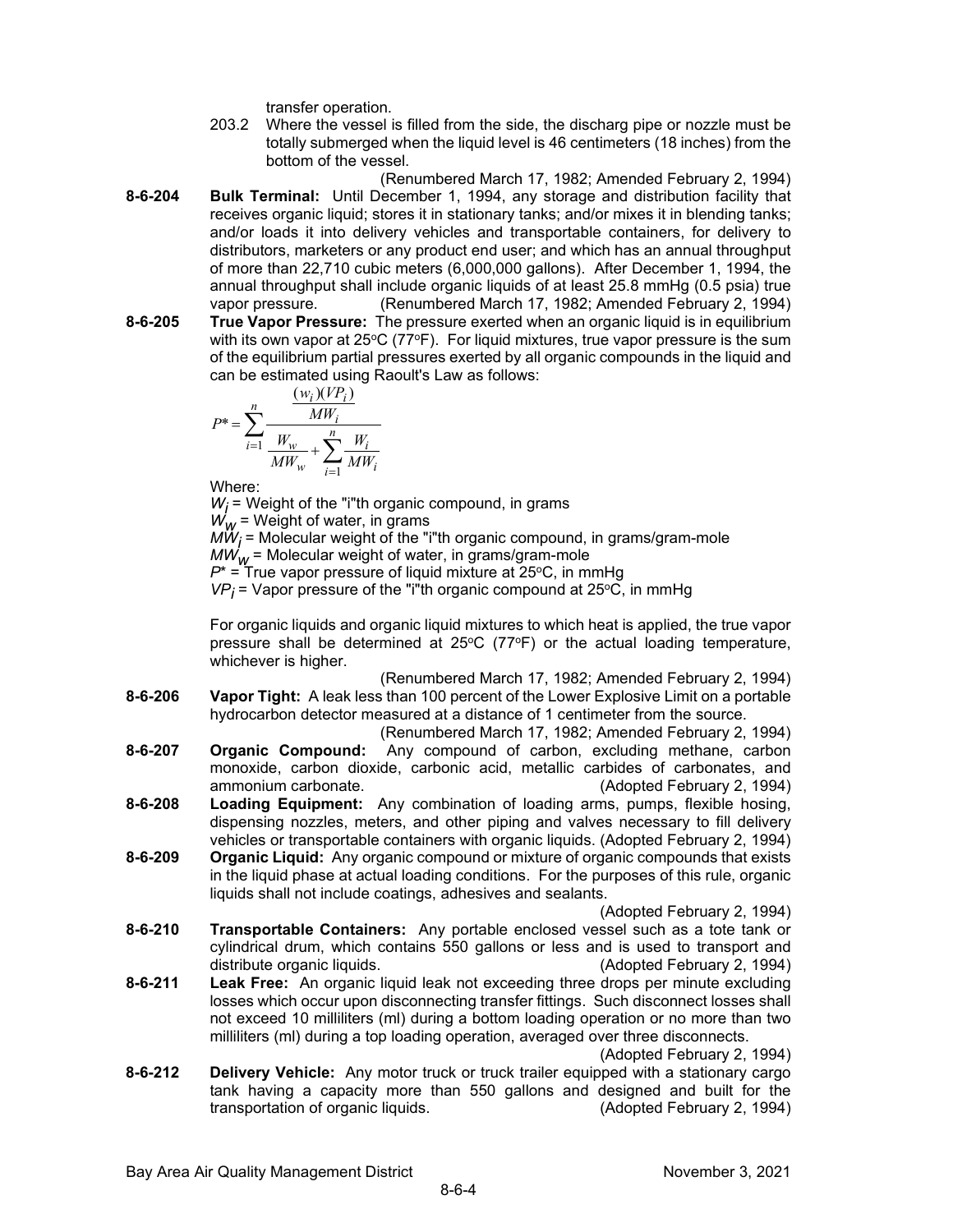transfer operation.

203.2 Where the vessel is filled from the side, the discharg pipe or nozzle must be totally submerged when the liquid level is 46 centimeters (18 inches) from the bottom of the vessel.

(Renumbered March 17, 1982; Amended February 2, 1994)

**8-6-204 Bulk Terminal:** Until December 1, 1994, any storage and distribution facility that receives organic liquid; stores it in stationary tanks; and/or mixes it in blending tanks; and/or loads it into delivery vehicles and transportable containers, for delivery to distributors, marketers or any product end user; and which has an annual throughput of more than 22,710 cubic meters (6,000,000 gallons). After December 1, 1994, the annual throughput shall include organic liquids of at least 25.8 mmHg (0.5 psia) true vapor pressure. (Renumbered March 17, 1982; Amended February 2, 1994)

**8-6-205 True Vapor Pressure:** The pressure exerted when an organic liquid is in equilibrium with its own vapor at 25°C (77°F). For liquid mixtures, true vapor pressure is the sum of the equilibrium partial pressures exerted by all organic compounds in the liquid and can be estimated using Raoult's Law as follows:

$$P^* = \sum_{i=1}^{n} \frac{\frac{(w_i)(VP_i)}{MW_i}}{\frac{W_w}{MW_w} + \sum_{i=1}^{n} \frac{W_i}{MW_i}}$$

Where:

$W_i$ = Weight of the "i"th organic compound, in grams
$W_w$ = Weight of water, in grams
$MW_i$ = Molecular weight of the "i"th organic compound, in grams/gram-mole
$MW_w$ = Molecular weight of water, in grams/gram-mole
$P^*$ = True vapor pressure of liquid mixture at 25°C, in mmHg
$VP_i$ = Vapor pressure of the "i"th organic compound at 25°C, in mmHg

For organic liquids and organic liquid mixtures to which heat is applied, the true vapor pressure shall be determined at 25°C (77°F) or the actual loading temperature, whichever is higher.

(Renumbered March 17, 1982; Amended February 2, 1994)

**8-6-206 Vapor Tight:** A leak less than 100 percent of the Lower Explosive Limit on a portable hydrocarbon detector measured at a distance of 1 centimeter from the source.

(Renumbered March 17, 1982; Amended February 2, 1994)

**8-6-207 Organic Compound:** Any compound of carbon, excluding methane, carbon monoxide, carbon dioxide, carbonic acid, metallic carbides of carbonates, and ammonium carbonate. (Adopted February 2, 1994)

**8-6-208 Loading Equipment:** Any combination of loading arms, pumps, flexible hosing, dispensing nozzles, meters, and other piping and valves necessary to fill delivery vehicles or transportable containers with organic liquids. (Adopted February 2, 1994)

**8-6-209 Organic Liquid:** Any organic compound or mixture of organic compounds that exists in the liquid phase at actual loading conditions. For the purposes of this rule, organic liquids shall not include coatings, adhesives and sealants.

(Adopted February 2, 1994)

**8-6-210 Transportable Containers:** Any portable enclosed vessel such as a tote tank or cylindrical drum, which contains 550 gallons or less and is used to transport and distribute organic liquids. (Adopted February 2, 1994)

**8-6-211 Leak Free:** An organic liquid leak not exceeding three drops per minute excluding losses which occur upon disconnecting transfer fittings. Such disconnect losses shall not exceed 10 milliliters (ml) during a bottom loading operation or no more than two milliliters (ml) during a top loading operation, averaged over three disconnects.

(Adopted February 2, 1994)

**8-6-212 Delivery Vehicle:** Any motor truck or truck trailer equipped with a stationary cargo tank having a capacity more than 550 gallons and designed and built for the transportation of organic liquids. (Adopted February 2, 1994)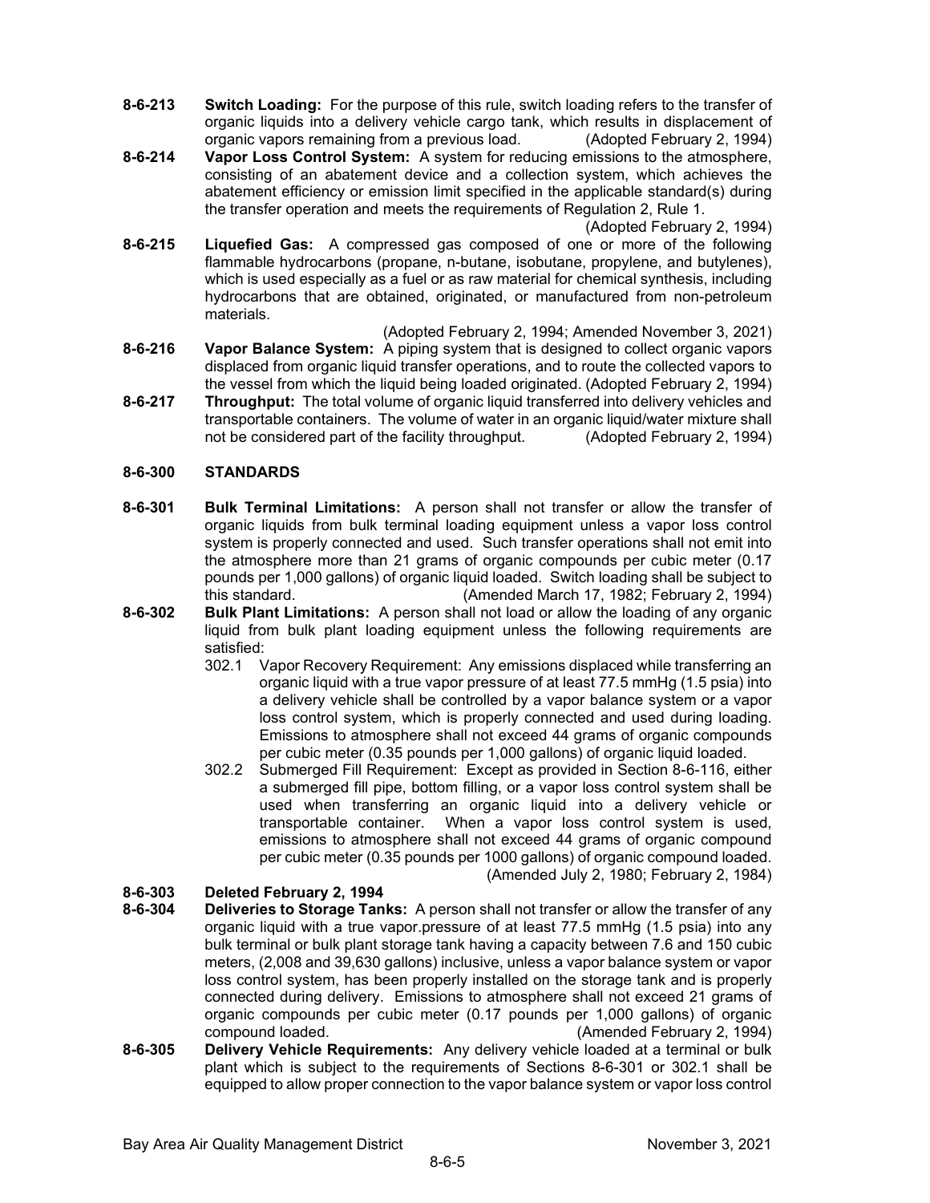**8-6-213 Switch Loading:** For the purpose of this rule, switch loading refers to the transfer of organic liquids into a delivery vehicle cargo tank, which results in displacement of organic vapors remaining from a previous load. (Adopted February 2, 1994)

**8-6-214 Vapor Loss Control System:** A system for reducing emissions to the atmosphere, consisting of an abatement device and a collection system, which achieves the abatement efficiency or emission limit specified in the applicable standard(s) during the transfer operation and meets the requirements of Regulation 2, Rule 1.

(Adopted February 2, 1994)

**8-6-215 Liquefied Gas:** A compressed gas composed of one or more of the following flammable hydrocarbons (propane, n-butane, isobutane, propylene, and butylenes), which is used especially as a fuel or as raw material for chemical synthesis, including hydrocarbons that are obtained, originated, or manufactured from non-petroleum materials.

(Adopted February 2, 1994; Amended November 3, 2021)

**8-6-216 Vapor Balance System:** A piping system that is designed to collect organic vapors displaced from organic liquid transfer operations, and to route the collected vapors to the vessel from which the liquid being loaded originated. (Adopted February 2, 1994)

**8-6-217 Throughput:** The total volume of organic liquid transferred into delivery vehicles and transportable containers. The volume of water in an organic liquid/water mixture shall not be considered part of the facility throughput. (Adopted February 2, 1994)

## 8-6-300 STANDARDS

**8-6-301 Bulk Terminal Limitations:** A person shall not transfer or allow the transfer of organic liquids from bulk terminal loading equipment unless a vapor loss control system is properly connected and used. Such transfer operations shall not emit into the atmosphere more than 21 grams of organic compounds per cubic meter (0.17 pounds per 1,000 gallons) of organic liquid loaded. Switch loading shall be subject to this standard. (Amended March 17, 1982; February 2, 1994)

**8-6-302 Bulk Plant Limitations:** A person shall not load or allow the loading of any organic liquid from bulk plant loading equipment unless the following requirements are satisfied:

302.1 Vapor Recovery Requirement: Any emissions displaced while transferring an organic liquid with a true vapor pressure of at least 77.5 mmHg (1.5 psia) into a delivery vehicle shall be controlled by a vapor balance system or a vapor loss control system, which is properly connected and used during loading. Emissions to atmosphere shall not exceed 44 grams of organic compounds per cubic meter (0.35 pounds per 1,000 gallons) of organic liquid loaded.

302.2 Submerged Fill Requirement: Except as provided in Section 8-6-116, either a submerged fill pipe, bottom filling, or a vapor loss control system shall be used when transferring an organic liquid into a delivery vehicle or transportable container. When a vapor loss control system is used, emissions to atmosphere shall not exceed 44 grams of organic compound per cubic meter (0.35 pounds per 1000 gallons) of organic compound loaded.

(Amended July 2, 1980; February 2, 1984)

**8-6-303 Deleted February 2, 1994**

**8-6-304 Deliveries to Storage Tanks:** A person shall not transfer or allow the transfer of any organic liquid with a true vapor.pressure of at least 77.5 mmHg (1.5 psia) into any bulk terminal or bulk plant storage tank having a capacity between 7.6 and 150 cubic meters, (2,008 and 39,630 gallons) inclusive, unless a vapor balance system or vapor loss control system, has been properly installed on the storage tank and is properly connected during delivery. Emissions to atmosphere shall not exceed 21 grams of organic compounds per cubic meter (0.17 pounds per 1,000 gallons) of organic compound loaded. (Amended February 2, 1994)

**8-6-305 Delivery Vehicle Requirements:** Any delivery vehicle loaded at a terminal or bulk plant which is subject to the requirements of Sections 8-6-301 or 302.1 shall be equipped to allow proper connection to the vapor balance system or vapor loss control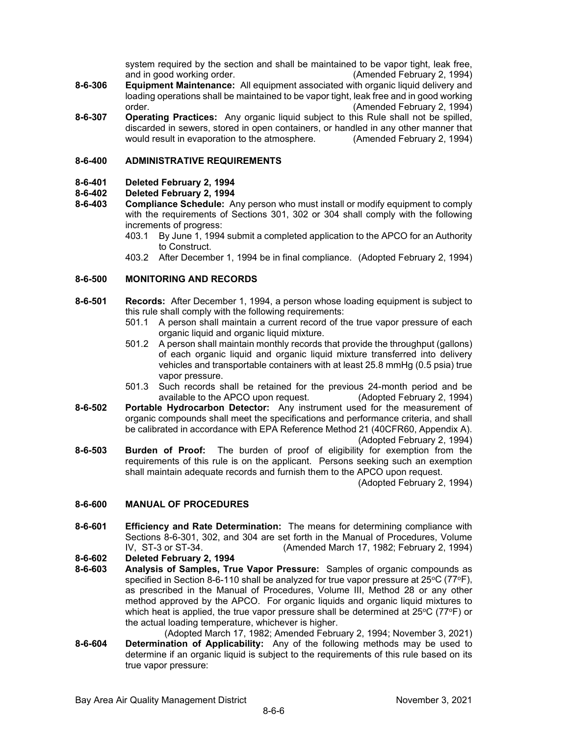system required by the section and shall be maintained to be vapor tight, leak free, and in good working order. (Amended February 2, 1994)

**8-6-306 Equipment Maintenance:** All equipment associated with organic liquid delivery and loading operations shall be maintained to be vapor tight, leak free and in good working order. (Amended February 2, 1994)

**8-6-307 Operating Practices:** Any organic liquid subject to this Rule shall not be spilled, discarded in sewers, stored in open containers, or handled in any other manner that would result in evaporation to the atmosphere. (Amended February 2, 1994)

## 8-6-400 ADMINISTRATIVE REQUIREMENTS

**8-6-401 Deleted February 2, 1994**

**8-6-402 Deleted February 2, 1994**

**8-6-403 Compliance Schedule:** Any person who must install or modify equipment to comply with the requirements of Sections 301, 302 or 304 shall comply with the following increments of progress:

403.1 By June 1, 1994 submit a completed application to the APCO for an Authority to Construct.

403.2 After December 1, 1994 be in final compliance. (Adopted February 2, 1994)

## 8-6-500 MONITORING AND RECORDS

**8-6-501 Records:** After December 1, 1994, a person whose loading equipment is subject to this rule shall comply with the following requirements:

501.1 A person shall maintain a current record of the true vapor pressure of each organic liquid and organic liquid mixture.

501.2 A person shall maintain monthly records that provide the throughput (gallons) of each organic liquid and organic liquid mixture transferred into delivery vehicles and transportable containers with at least 25.8 mmHg (0.5 psia) true vapor pressure.

501.3 Such records shall be retained for the previous 24-month period and be available to the APCO upon request. (Adopted February 2, 1994)

**8-6-502 Portable Hydrocarbon Detector:** Any instrument used for the measurement of organic compounds shall meet the specifications and performance criteria, and shall be calibrated in accordance with EPA Reference Method 21 (40CFR60, Appendix A). (Adopted February 2, 1994)

**8-6-503 Burden of Proof:** The burden of proof of eligibility for exemption from the requirements of this rule is on the applicant. Persons seeking such an exemption shall maintain adequate records and furnish them to the APCO upon request. (Adopted February 2, 1994)

## 8-6-600 MANUAL OF PROCEDURES

**8-6-601 Efficiency and Rate Determination:** The means for determining compliance with Sections 8-6-301, 302, and 304 are set forth in the Manual of Procedures, Volume IV, ST-3 or ST-34. (Amended March 17, 1982; February 2, 1994)

**8-6-602 Deleted February 2, 1994**

**8-6-603 Analysis of Samples, True Vapor Pressure:** Samples of organic compounds as specified in Section 8-6-110 shall be analyzed for true vapor pressure at 25°C (77°F), as prescribed in the Manual of Procedures, Volume III, Method 28 or any other method approved by the APCO. For organic liquids and organic liquid mixtures to which heat is applied, the true vapor pressure shall be determined at 25°C (77°F) or the actual loading temperature, whichever is higher.

(Adopted March 17, 1982; Amended February 2, 1994; November 3, 2021)

**8-6-604 Determination of Applicability:** Any of the following methods may be used to determine if an organic liquid is subject to the requirements of this rule based on its true vapor pressure: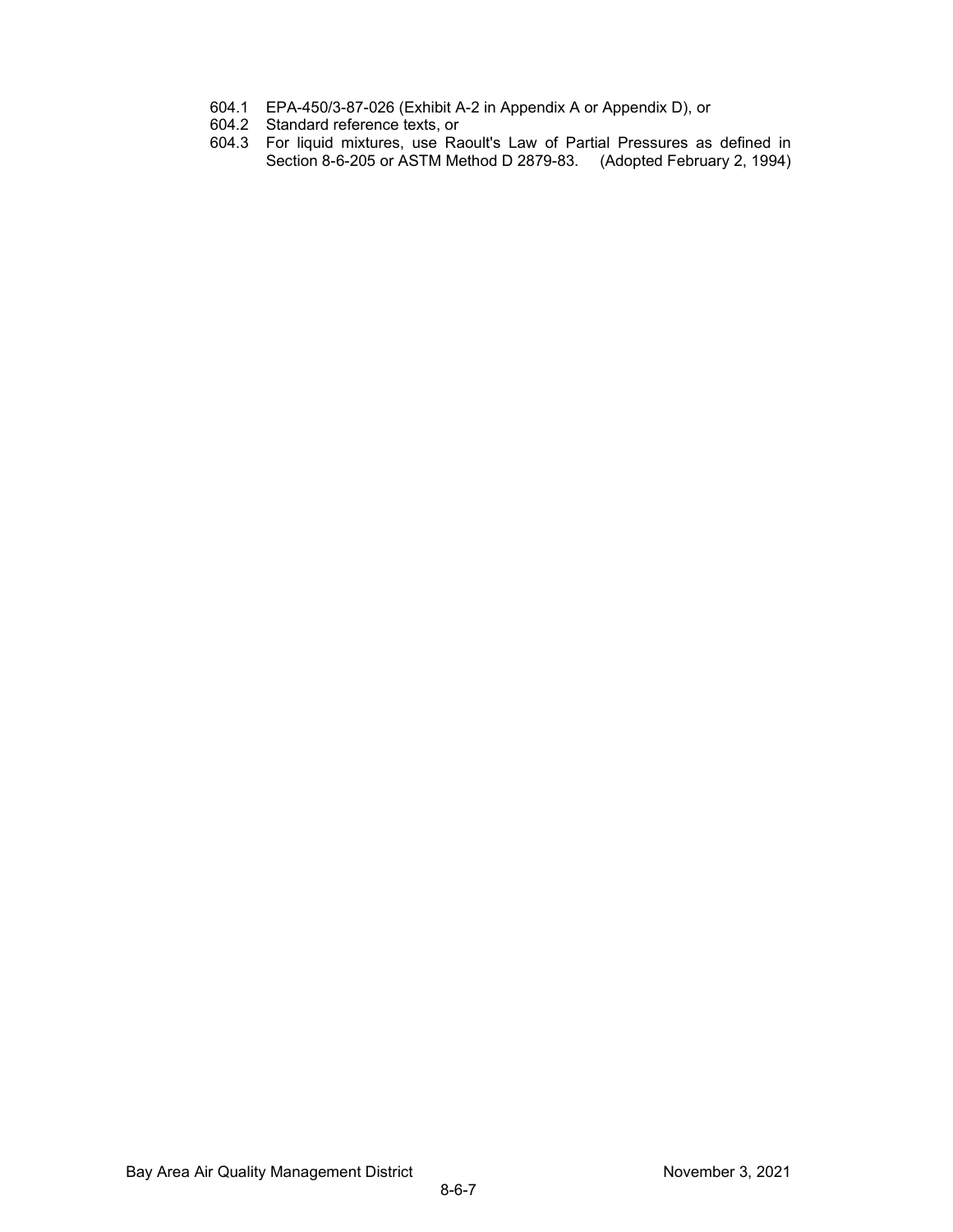604.1 EPA-450/3-87-026 (Exhibit A-2 in Appendix A or Appendix D), or

604.2 Standard reference texts, or

604.3 For liquid mixtures, use Raoult's Law of Partial Pressures as defined in Section 8-6-205 or ASTM Method D 2879-83. (Adopted February 2, 1994)